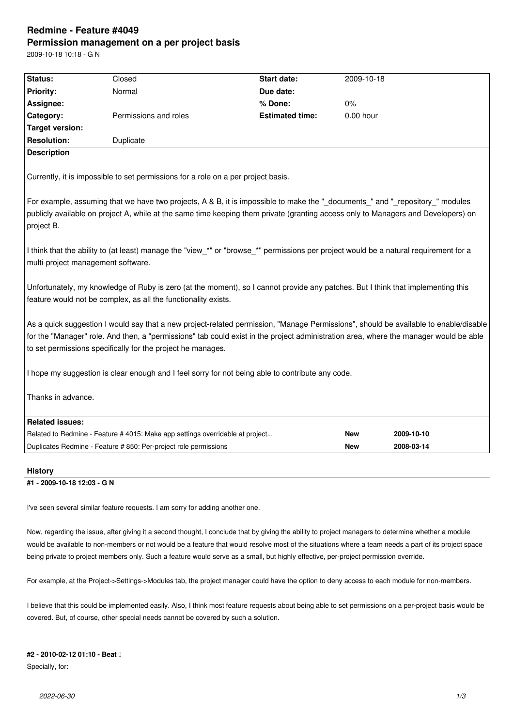# Redmine - Feature #4049

## Permission management on a per project basis

2009-10-18 10:18 - G N

| Status: | Closed | Start date: | 2009-10-18 |
|---|---|---|---|
| Priority: | Normal | Due date: | |
| Assignee: | | % Done: | 0% |
| Category: | Permissions and roles | Estimated time: | 0.00 hour |
| Target version: | | | |
| Resolution: | Duplicate | | |

**Description**

Currently, it is impossible to set permissions for a role on a per project basis.

For example, assuming that we have two projects, A & B, it is impossible to make the "_documents_" and "_repository_" modules publicly available on project A, while at the same time keeping them private (granting access only to Managers and Developers) on project B.

I think that the ability to (at least) manage the "view_*" or "browse_*" permissions per project would be a natural requirement for a multi-project management software.

Unfortunately, my knowledge of Ruby is zero (at the moment), so I cannot provide any patches. But I think that implementing this feature would not be complex, as all the functionality exists.

As a quick suggestion I would say that a new project-related permission, "Manage Permissions", should be available to enable/disable for the "Manager" role. And then, a "permissions" tab could exist in the project administration area, where the manager would be able to set permissions specifically for the project he manages.

I hope my suggestion is clear enough and I feel sorry for not being able to contribute any code.

Thanks in advance.

**Related issues:**

| | | |
|---|---|---|
| Related to Redmine - Feature # 4015: Make app settings overridable at project... | New | 2009-10-10 |
| Duplicates Redmine - Feature # 850: Per-project role permissions | New | 2008-03-14 |

### History

#### #1 - 2009-10-18 12:03 - G N

I've seen several similar feature requests. I am sorry for adding another one.

Now, regarding the issue, after giving it a second thought, I conclude that by giving the ability to project managers to determine whether a module would be available to non-members or not would be a feature that would resolve most of the situations where a team needs a part of its project space being private to project members only. Such a feature would serve as a small, but highly effective, per-project permission override.

For example, at the Project->Settings->Modules tab, the project manager could have the option to deny access to each module for non-members.

I believe that this could be implemented easily. Also, I think most feature requests about being able to set permissions on a per-project basis would be covered. But, of course, other special needs cannot be covered by such a solution.

#### #2 - 2010-02-12 01:10 - Beat

Specially, for: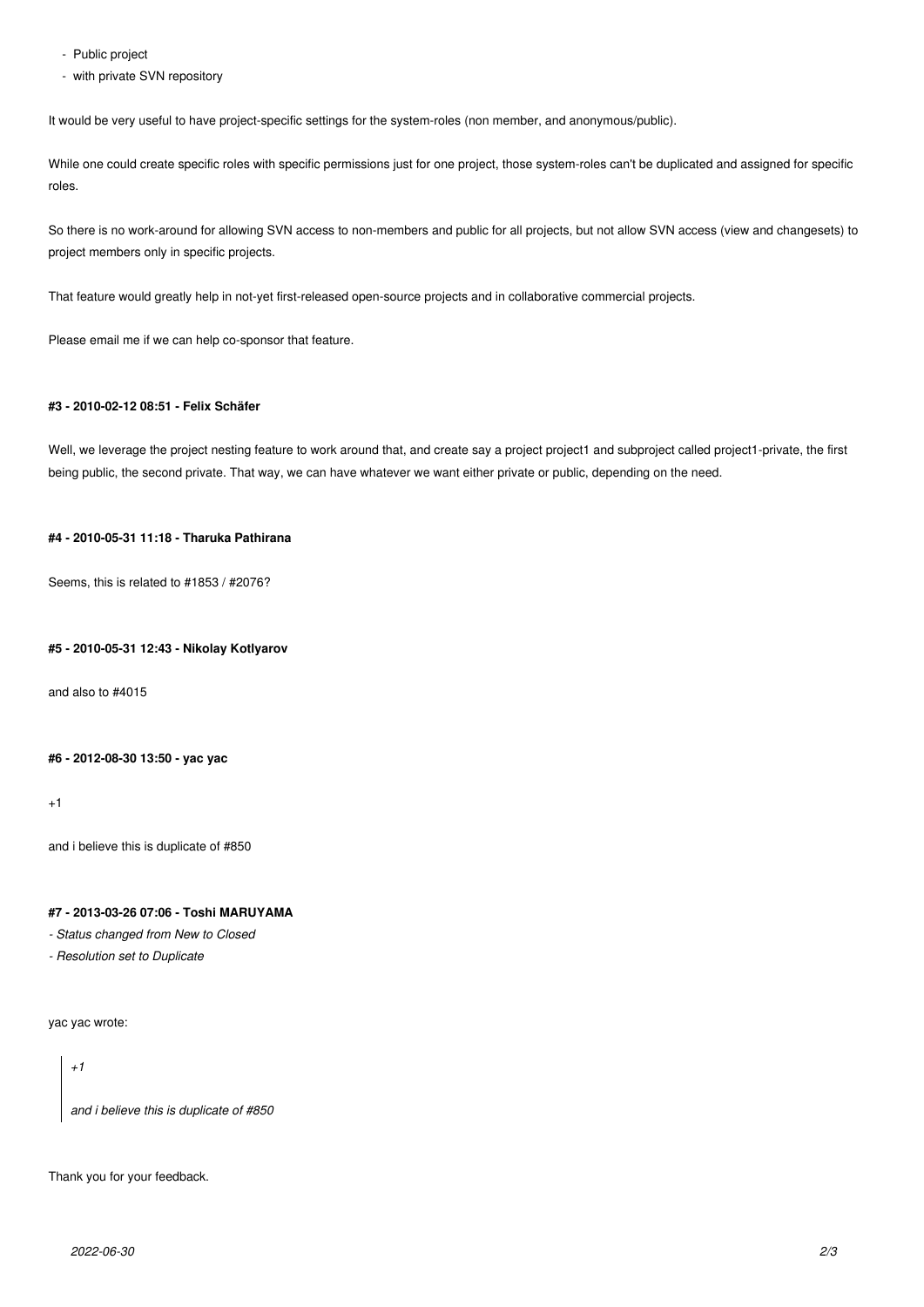- Public project
- with private SVN repository

It would be very useful to have project-specific settings for the system-roles (non member, and anonymous/public).

While one could create specific roles with specific permissions just for one project, those system-roles can't be duplicated and assigned for specific roles.

So there is no work-around for allowing SVN access to non-members and public for all projects, but not allow SVN access (view and changesets) to project members only in specific projects.

That feature would greatly help in not-yet first-released open-source projects and in collaborative commercial projects.

Please email me if we can help co-sponsor that feature.

#### #3 - 2010-02-12 08:51 - Felix Schäfer

Well, we leverage the project nesting feature to work around that, and create say a project project1 and subproject called project1-private, the first being public, the second private. That way, we can have whatever we want either private or public, depending on the need.

#### #4 - 2010-05-31 11:18 - Tharuka Pathirana

Seems, this is related to #1853 / #2076?

#### #5 - 2010-05-31 12:43 - Nikolay Kotlyarov

and also to #4015

#### #6 - 2012-08-30 13:50 - yac yac

+1

and i believe this is duplicate of #850

#### #7 - 2013-03-26 07:06 - Toshi MARUYAMA

*- Status changed from New to Closed*

*- Resolution set to Duplicate*

yac yac wrote:

> *+1*
>
> *and i believe this is duplicate of #850*

Thank you for your feedback.